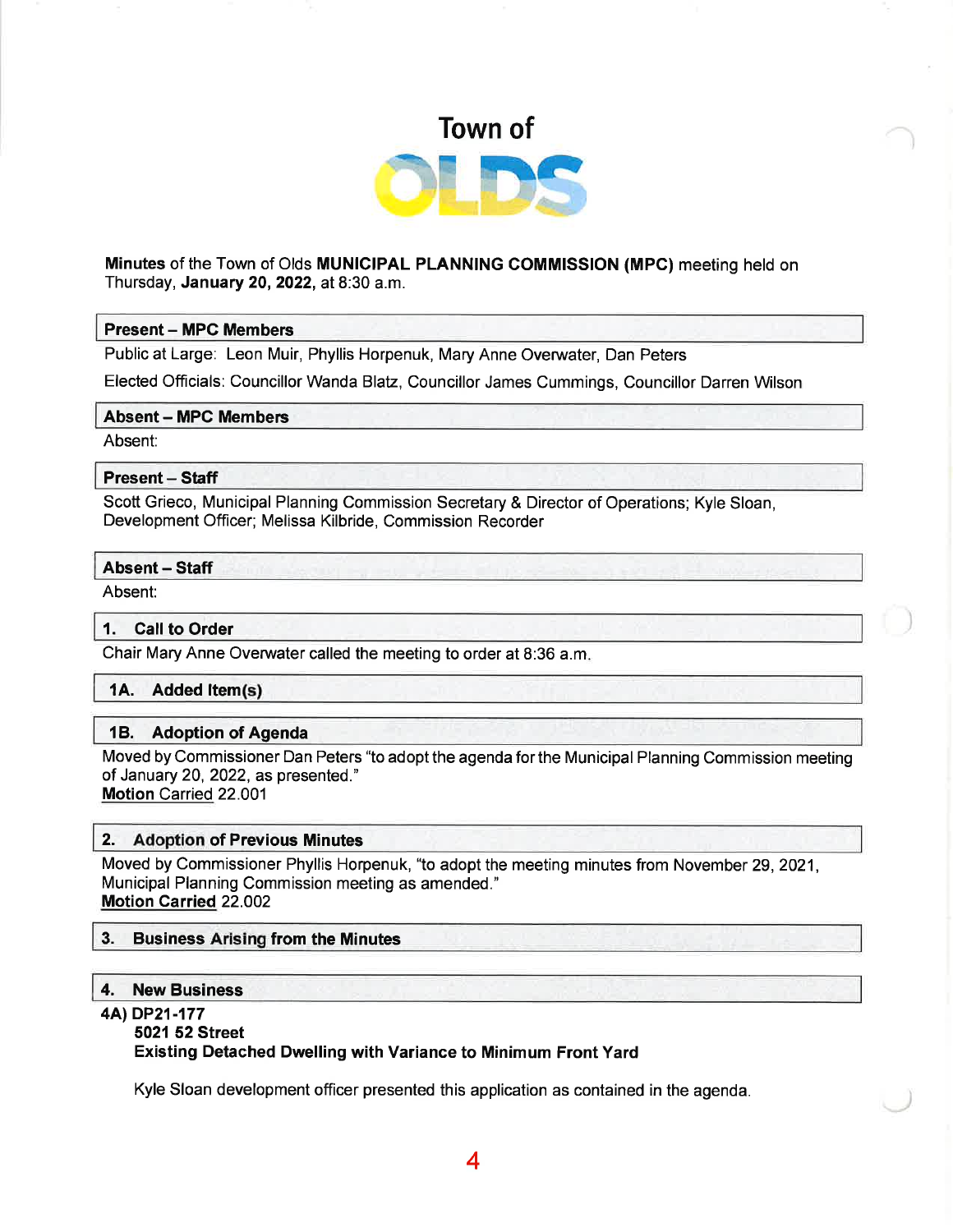# Town of OLDS

**Minutes** of the Town of Olds **MUNICIPAL PLANNING COMMISSION (MPC)** meeting held on Thursday, **January 20, 2022,** at 8:30 a.m.

## Present – MPC Members

Public at Large: Leon Muir, Phyllis Horpenuk, Mary Anne Overwater, Dan Peters

Elected Officials: Councillor Wanda Blatz, Councillor James Cummings, Councillor Darren Wilson

## Absent – MPC Members

Absent:

## Present – Staff

Scott Grieco, Municipal Planning Commission Secretary & Director of Operations; Kyle Sloan, Development Officer; Melissa Kilbride, Commission Recorder

## Absent – Staff

Absent:

## 1. Call to Order

Chair Mary Anne Overwater called the meeting to order at 8:36 a.m.

## 1A. Added Item(s)

## 1B. Adoption of Agenda

Moved by Commissioner Dan Peters "to adopt the agenda for the Municipal Planning Commission meeting of January 20, 2022, as presented."
**Motion Carried** 22.001

## 2. Adoption of Previous Minutes

Moved by Commissioner Phyllis Horpenuk, "to adopt the meeting minutes from November 29, 2021, Municipal Planning Commission meeting as amended."
**Motion Carried** 22.002

## 3. Business Arising from the Minutes

## 4. New Business

**4A) DP21-177**
**5021 52 Street**
**Existing Detached Dwelling with Variance to Minimum Front Yard**

Kyle Sloan development officer presented this application as contained in the agenda.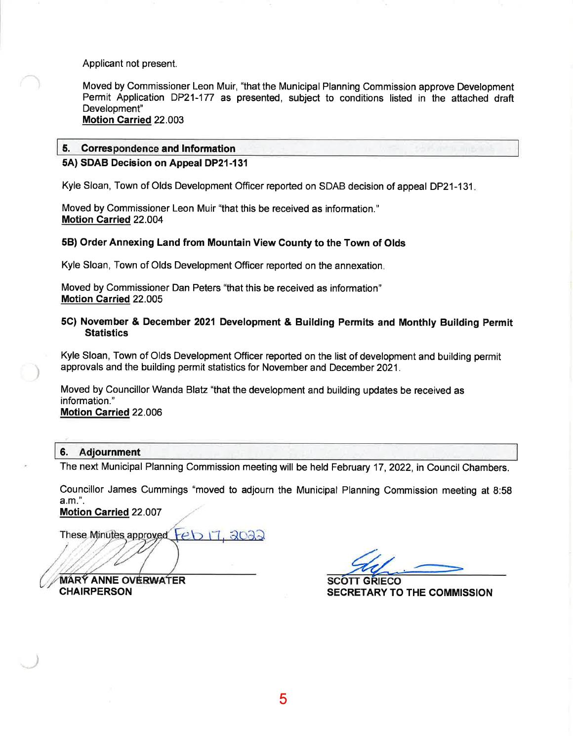Applicant not present.

Moved by Commissioner Leon Muir, "that the Municipal Planning Commission approve Development Permit Application DP21-177 as presented, subject to conditions listed in the attached draft Development"
**Motion Carried** 22.003

## 5. Correspondence and Information

### 5A) SDAB Decision on Appeal DP21-131

Kyle Sloan, Town of Olds Development Officer reported on SDAB decision of appeal DP21-131.

Moved by Commissioner Leon Muir "that this be received as information."
**Motion Carried** 22.004

### 5B) Order Annexing Land from Mountain View County to the Town of Olds

Kyle Sloan, Town of Olds Development Officer reported on the annexation.

Moved by Commissioner Dan Peters "that this be received as information"
**Motion Carried** 22.005

### 5C) November & December 2021 Development & Building Permits and Monthly Building Permit Statistics

Kyle Sloan, Town of Olds Development Officer reported on the list of development and building permit approvals and the building permit statistics for November and December 2021.

Moved by Councillor Wanda Blatz "that the development and building updates be received as information."
**Motion Carried** 22.006

## 6. Adjournment

The next Municipal Planning Commission meeting will be held February 17, 2022, in Council Chambers.

Councillor James Cummings "moved to adjourn the Municipal Planning Commission meeting at 8:58 a.m.".
**Motion Carried** 22.007

These Minutes approved Feb 17, 2022

**MARY ANNE OVERWATER**
**CHAIRPERSON**

**SCOTT GRIECO**
**SECRETARY TO THE COMMISSION**